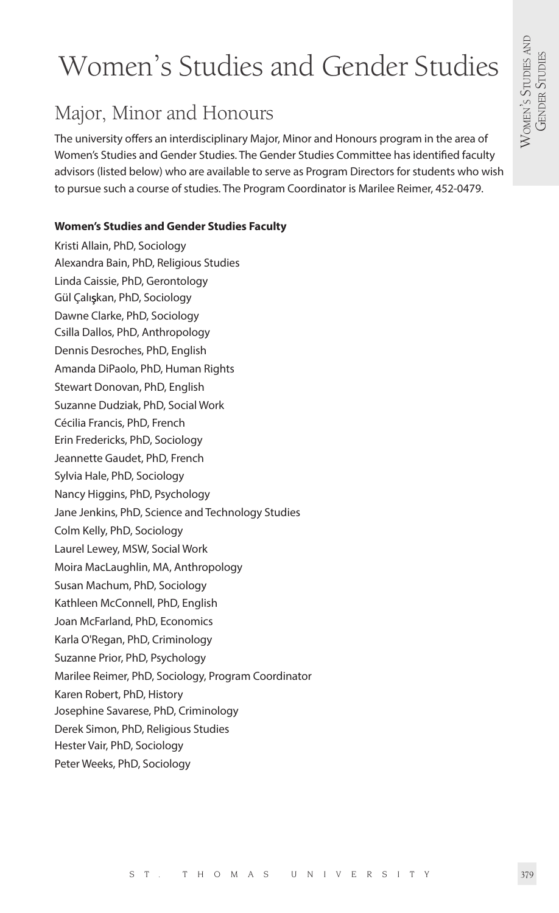# Women's Studies and Gender Studies

## Major, Minor and Honours

The university offers an interdisciplinary Major, Minor and Honours program in the area of Women's Studies and Gender Studies. The Gender Studies Committee has identified faculty advisors (listed below) who are available to serve as Program Directors for students who wish to pursue such a course of studies. The Program Coordinator is Marilee Reimer, 452-0479.

**Women's Studies and Gender Studies Faculty**

Kristi Allain, PhD, Sociology
Alexandra Bain, PhD, Religious Studies
Linda Caissie, PhD, Gerontology
Gül Çalışkan, PhD, Sociology
Dawne Clarke, PhD, Sociology
Csilla Dallos, PhD, Anthropology
Dennis Desroches, PhD, English
Amanda DiPaolo, PhD, Human Rights
Stewart Donovan, PhD, English
Suzanne Dudziak, PhD, Social Work
Cécilia Francis, PhD, French
Erin Fredericks, PhD, Sociology
Jeannette Gaudet, PhD, French
Sylvia Hale, PhD, Sociology
Nancy Higgins, PhD, Psychology
Jane Jenkins, PhD, Science and Technology Studies
Colm Kelly, PhD, Sociology
Laurel Lewey, MSW, Social Work
Moira MacLaughlin, MA, Anthropology
Susan Machum, PhD, Sociology
Kathleen McConnell, PhD, English
Joan McFarland, PhD, Economics
Karla O'Regan, PhD, Criminology
Suzanne Prior, PhD, Psychology
Marilee Reimer, PhD, Sociology, Program Coordinator
Karen Robert, PhD, History
Josephine Savarese, PhD, Criminology
Derek Simon, PhD, Religious Studies
Hester Vair, PhD, Sociology
Peter Weeks, PhD, Sociology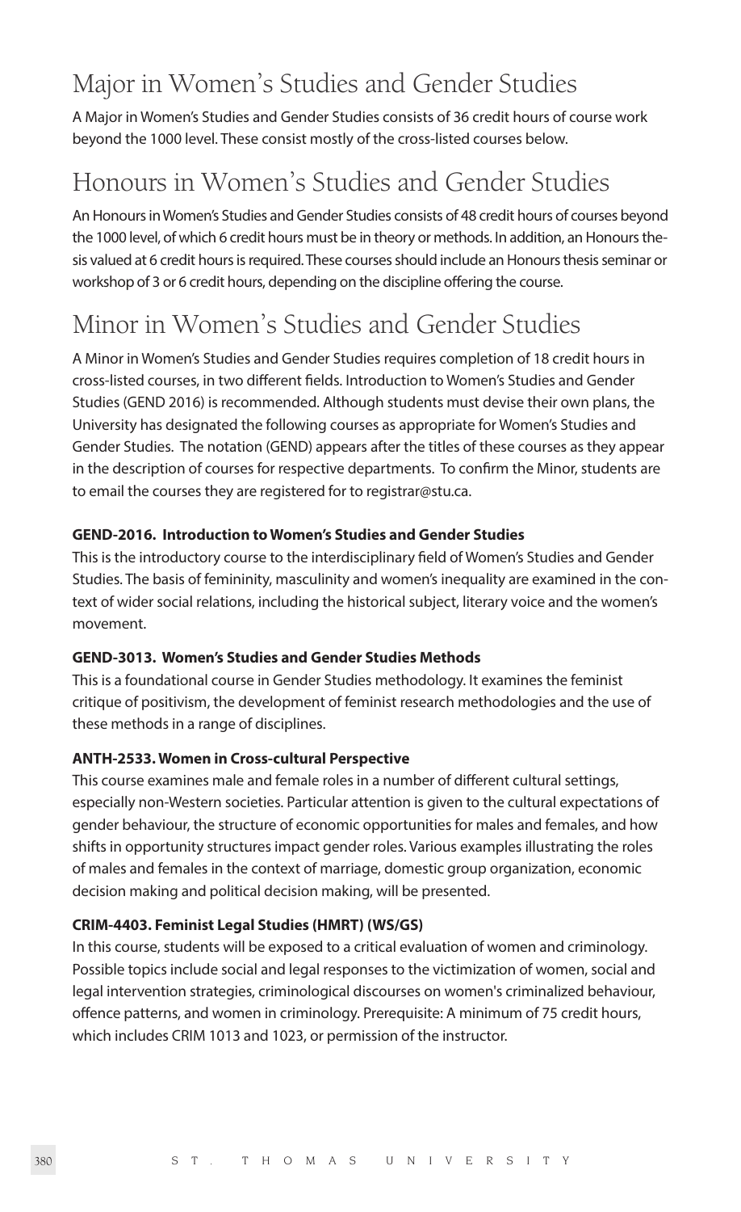# Major in Women's Studies and Gender Studies

A Major in Women's Studies and Gender Studies consists of 36 credit hours of course work beyond the 1000 level. These consist mostly of the cross-listed courses below.

# Honours in Women's Studies and Gender Studies

An Honours in Women's Studies and Gender Studies consists of 48 credit hours of courses beyond the 1000 level, of which 6 credit hours must be in theory or methods. In addition, an Honours thesis valued at 6 credit hours is required. These courses should include an Honours thesis seminar or workshop of 3 or 6 credit hours, depending on the discipline offering the course.

# Minor in Women's Studies and Gender Studies

A Minor in Women's Studies and Gender Studies requires completion of 18 credit hours in cross-listed courses, in two different fields. Introduction to Women's Studies and Gender Studies (GEND 2016) is recommended. Although students must devise their own plans, the University has designated the following courses as appropriate for Women's Studies and Gender Studies. The notation (GEND) appears after the titles of these courses as they appear in the description of courses for respective departments. To confirm the Minor, students are to email the courses they are registered for to registrar@stu.ca.

**GEND-2016. Introduction to Women's Studies and Gender Studies**

This is the introductory course to the interdisciplinary field of Women's Studies and Gender Studies. The basis of femininity, masculinity and women's inequality are examined in the context of wider social relations, including the historical subject, literary voice and the women's movement.

**GEND-3013. Women's Studies and Gender Studies Methods**

This is a foundational course in Gender Studies methodology. It examines the feminist critique of positivism, the development of feminist research methodologies and the use of these methods in a range of disciplines.

**ANTH-2533. Women in Cross-cultural Perspective**

This course examines male and female roles in a number of different cultural settings, especially non-Western societies. Particular attention is given to the cultural expectations of gender behaviour, the structure of economic opportunities for males and females, and how shifts in opportunity structures impact gender roles. Various examples illustrating the roles of males and females in the context of marriage, domestic group organization, economic decision making and political decision making, will be presented.

**CRIM-4403. Feminist Legal Studies (HMRT) (WS/GS)**

In this course, students will be exposed to a critical evaluation of women and criminology. Possible topics include social and legal responses to the victimization of women, social and legal intervention strategies, criminological discourses on women's criminalized behaviour, offence patterns, and women in criminology. Prerequisite: A minimum of 75 credit hours, which includes CRIM 1013 and 1023, or permission of the instructor.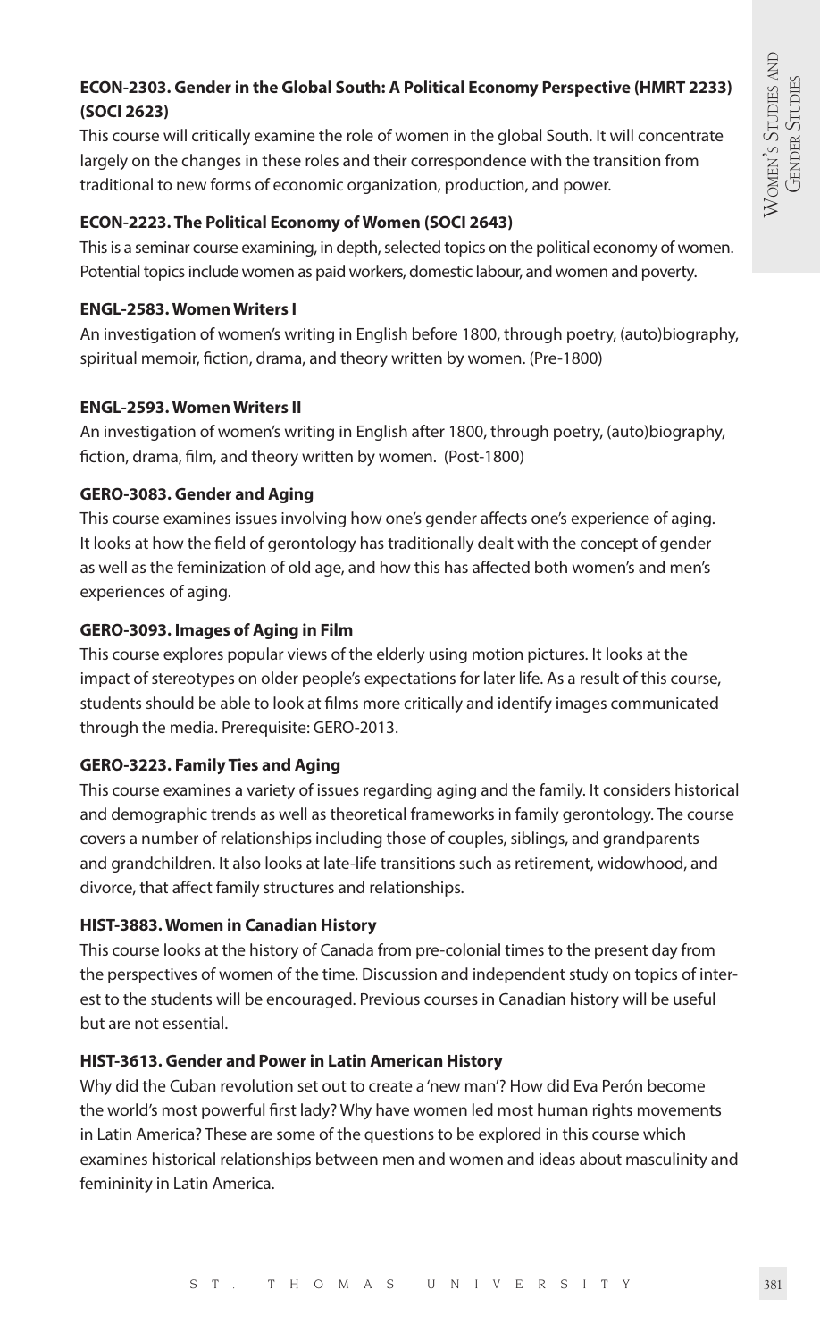**ECON-2303. Gender in the Global South: A Political Economy Perspective (HMRT 2233) (SOCI 2623)**

This course will critically examine the role of women in the global South. It will concentrate largely on the changes in these roles and their correspondence with the transition from traditional to new forms of economic organization, production, and power.

**ECON-2223. The Political Economy of Women (SOCI 2643)**

This is a seminar course examining, in depth, selected topics on the political economy of women. Potential topics include women as paid workers, domestic labour, and women and poverty.

**ENGL-2583. Women Writers I**

An investigation of women's writing in English before 1800, through poetry, (auto)biography, spiritual memoir, fiction, drama, and theory written by women. (Pre-1800)

**ENGL-2593. Women Writers II**

An investigation of women's writing in English after 1800, through poetry, (auto)biography, fiction, drama, film, and theory written by women. (Post-1800)

**GERO-3083. Gender and Aging**

This course examines issues involving how one's gender affects one's experience of aging. It looks at how the field of gerontology has traditionally dealt with the concept of gender as well as the feminization of old age, and how this has affected both women's and men's experiences of aging.

**GERO-3093. Images of Aging in Film**

This course explores popular views of the elderly using motion pictures. It looks at the impact of stereotypes on older people's expectations for later life. As a result of this course, students should be able to look at films more critically and identify images communicated through the media. Prerequisite: GERO-2013.

**GERO-3223. Family Ties and Aging**

This course examines a variety of issues regarding aging and the family. It considers historical and demographic trends as well as theoretical frameworks in family gerontology. The course covers a number of relationships including those of couples, siblings, and grandparents and grandchildren. It also looks at late-life transitions such as retirement, widowhood, and divorce, that affect family structures and relationships.

**HIST-3883. Women in Canadian History**

This course looks at the history of Canada from pre-colonial times to the present day from the perspectives of women of the time. Discussion and independent study on topics of interest to the students will be encouraged. Previous courses in Canadian history will be useful but are not essential.

**HIST-3613. Gender and Power in Latin American History**

Why did the Cuban revolution set out to create a 'new man'? How did Eva Perón become the world's most powerful first lady? Why have women led most human rights movements in Latin America? These are some of the questions to be explored in this course which examines historical relationships between men and women and ideas about masculinity and femininity in Latin America.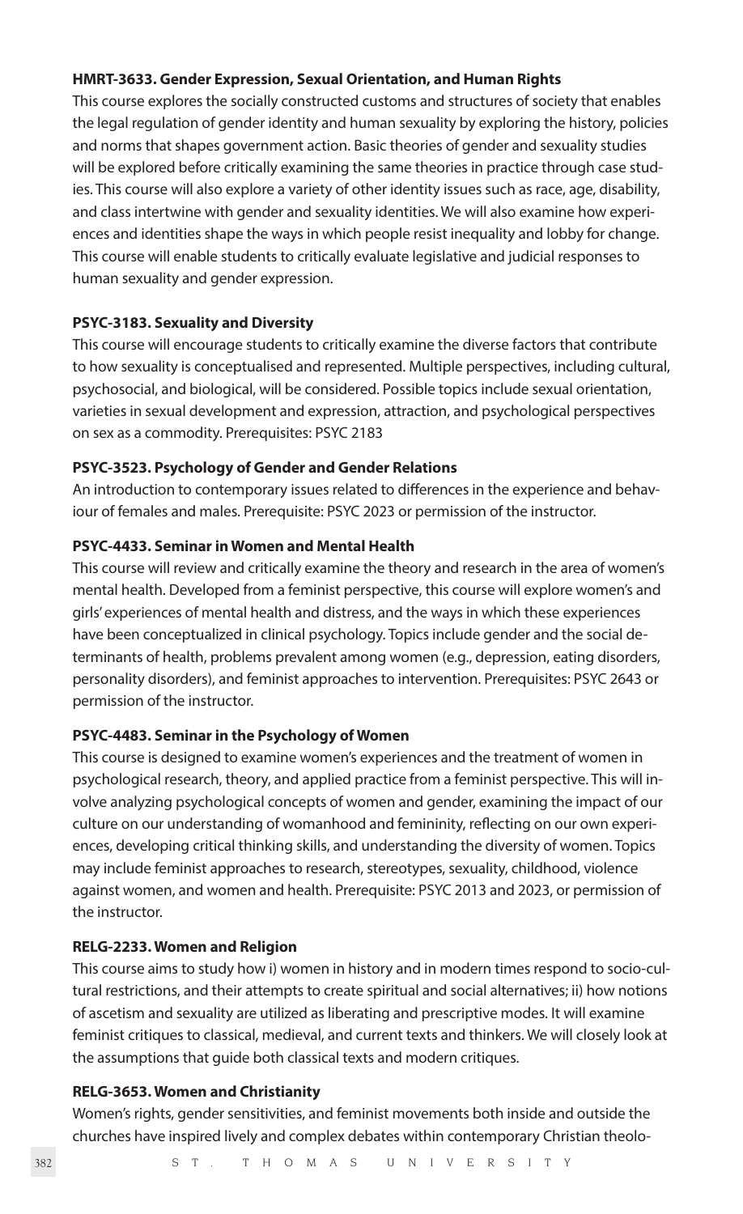**HMRT-3633. Gender Expression, Sexual Orientation, and Human Rights**

This course explores the socially constructed customs and structures of society that enables the legal regulation of gender identity and human sexuality by exploring the history, policies and norms that shapes government action. Basic theories of gender and sexuality studies will be explored before critically examining the same theories in practice through case studies. This course will also explore a variety of other identity issues such as race, age, disability, and class intertwine with gender and sexuality identities. We will also examine how experiences and identities shape the ways in which people resist inequality and lobby for change. This course will enable students to critically evaluate legislative and judicial responses to human sexuality and gender expression.

**PSYC-3183. Sexuality and Diversity**

This course will encourage students to critically examine the diverse factors that contribute to how sexuality is conceptualised and represented. Multiple perspectives, including cultural, psychosocial, and biological, will be considered. Possible topics include sexual orientation, varieties in sexual development and expression, attraction, and psychological perspectives on sex as a commodity. Prerequisites: PSYC 2183

**PSYC-3523. Psychology of Gender and Gender Relations**

An introduction to contemporary issues related to differences in the experience and behaviour of females and males. Prerequisite: PSYC 2023 or permission of the instructor.

**PSYC-4433. Seminar in Women and Mental Health**

This course will review and critically examine the theory and research in the area of women's mental health. Developed from a feminist perspective, this course will explore women's and girls' experiences of mental health and distress, and the ways in which these experiences have been conceptualized in clinical psychology. Topics include gender and the social determinants of health, problems prevalent among women (e.g., depression, eating disorders, personality disorders), and feminist approaches to intervention. Prerequisites: PSYC 2643 or permission of the instructor.

**PSYC-4483. Seminar in the Psychology of Women**

This course is designed to examine women's experiences and the treatment of women in psychological research, theory, and applied practice from a feminist perspective. This will involve analyzing psychological concepts of women and gender, examining the impact of our culture on our understanding of womanhood and femininity, reflecting on our own experiences, developing critical thinking skills, and understanding the diversity of women. Topics may include feminist approaches to research, stereotypes, sexuality, childhood, violence against women, and women and health. Prerequisite: PSYC 2013 and 2023, or permission of the instructor.

**RELG-2233. Women and Religion**

This course aims to study how i) women in history and in modern times respond to socio-cultural restrictions, and their attempts to create spiritual and social alternatives; ii) how notions of ascetism and sexuality are utilized as liberating and prescriptive modes. It will examine feminist critiques to classical, medieval, and current texts and thinkers. We will closely look at the assumptions that guide both classical texts and modern critiques.

**RELG-3653. Women and Christianity**

Women's rights, gender sensitivities, and feminist movements both inside and outside the churches have inspired lively and complex debates within contemporary Christian theolo-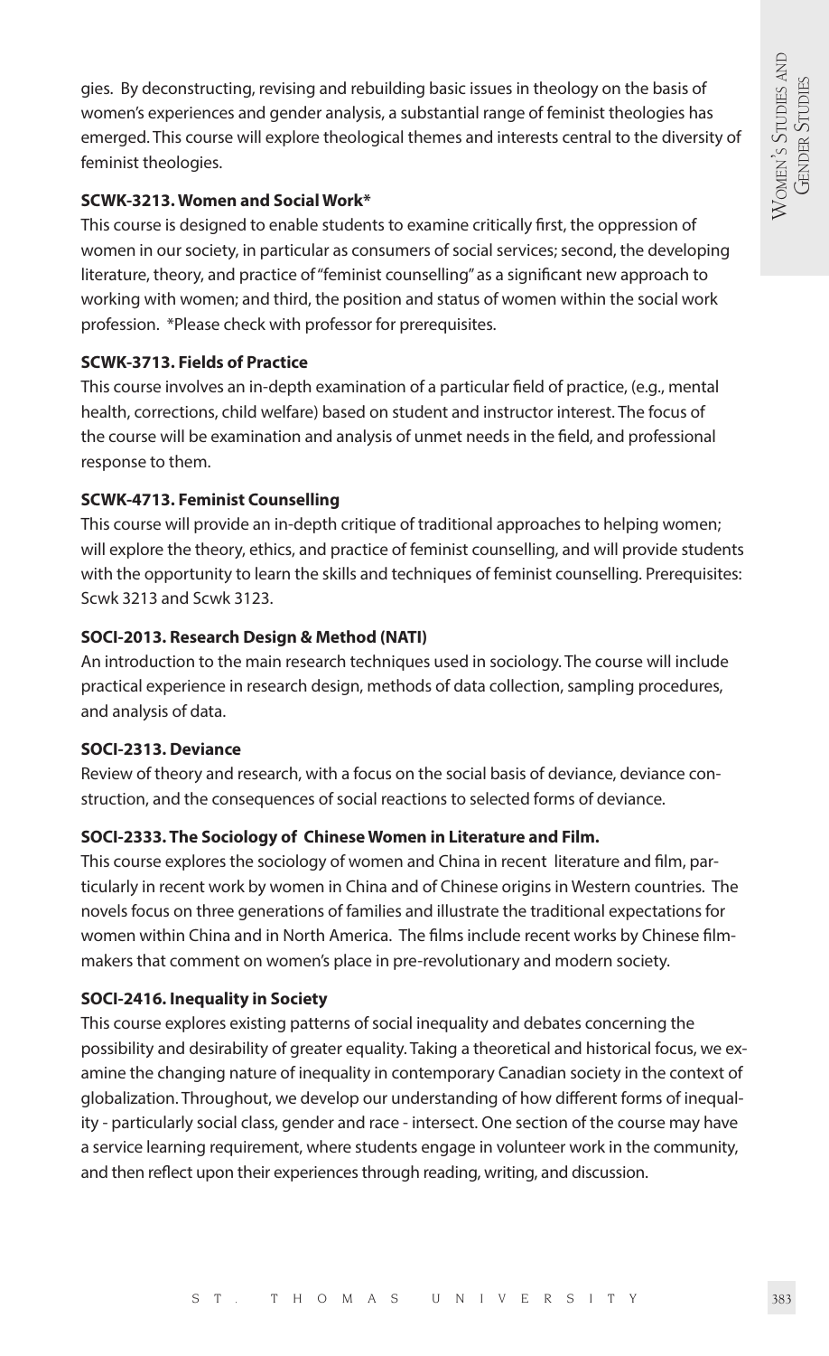gies. By deconstructing, revising and rebuilding basic issues in theology on the basis of women's experiences and gender analysis, a substantial range of feminist theologies has emerged. This course will explore theological themes and interests central to the diversity of feminist theologies.

**SCWK-3213. Women and Social Work***

This course is designed to enable students to examine critically first, the oppression of women in our society, in particular as consumers of social services; second, the developing literature, theory, and practice of "feminist counselling" as a significant new approach to working with women; and third, the position and status of women within the social work profession. *Please check with professor for prerequisites.

**SCWK-3713. Fields of Practice**

This course involves an in-depth examination of a particular field of practice, (e.g., mental health, corrections, child welfare) based on student and instructor interest. The focus of the course will be examination and analysis of unmet needs in the field, and professional response to them.

**SCWK-4713. Feminist Counselling**

This course will provide an in-depth critique of traditional approaches to helping women; will explore the theory, ethics, and practice of feminist counselling, and will provide students with the opportunity to learn the skills and techniques of feminist counselling. Prerequisites: Scwk 3213 and Scwk 3123.

**SOCI-2013. Research Design & Method (NATI)**

An introduction to the main research techniques used in sociology. The course will include practical experience in research design, methods of data collection, sampling procedures, and analysis of data.

**SOCI-2313. Deviance**

Review of theory and research, with a focus on the social basis of deviance, deviance construction, and the consequences of social reactions to selected forms of deviance.

**SOCI-2333. The Sociology of Chinese Women in Literature and Film.**

This course explores the sociology of women and China in recent literature and film, particularly in recent work by women in China and of Chinese origins in Western countries. The novels focus on three generations of families and illustrate the traditional expectations for women within China and in North America. The films include recent works by Chinese filmmakers that comment on women's place in pre-revolutionary and modern society.

**SOCI-2416. Inequality in Society**

This course explores existing patterns of social inequality and debates concerning the possibility and desirability of greater equality. Taking a theoretical and historical focus, we examine the changing nature of inequality in contemporary Canadian society in the context of globalization. Throughout, we develop our understanding of how different forms of inequality - particularly social class, gender and race - intersect. One section of the course may have a service learning requirement, where students engage in volunteer work in the community, and then reflect upon their experiences through reading, writing, and discussion.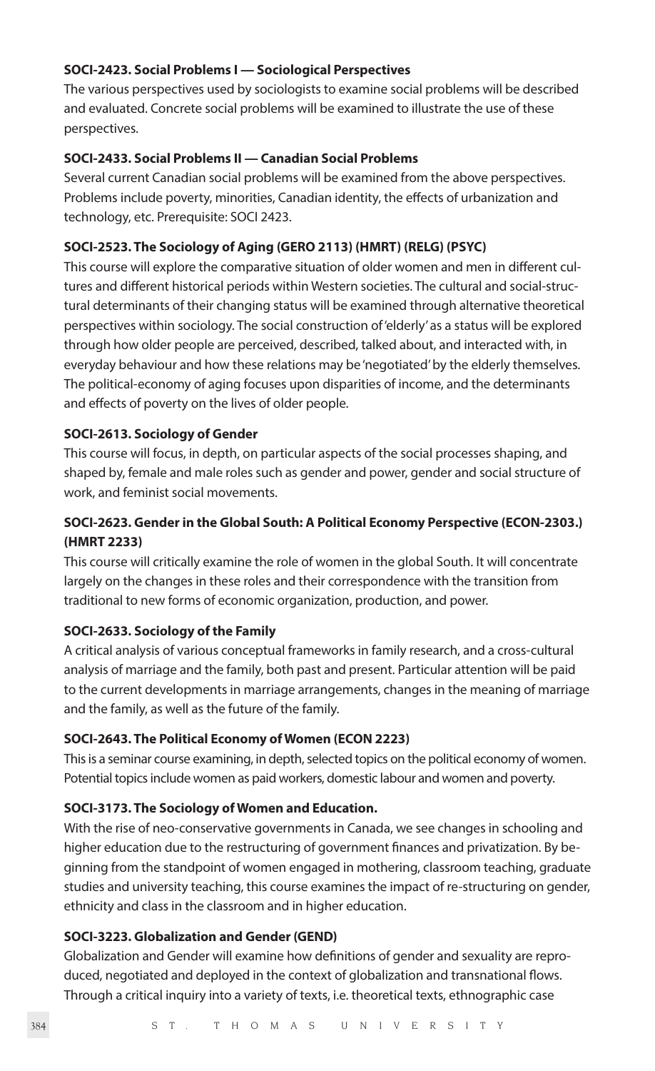**SOCI-2423. Social Problems I — Sociological Perspectives**

The various perspectives used by sociologists to examine social problems will be described and evaluated. Concrete social problems will be examined to illustrate the use of these perspectives.

**SOCI-2433. Social Problems II — Canadian Social Problems**

Several current Canadian social problems will be examined from the above perspectives. Problems include poverty, minorities, Canadian identity, the effects of urbanization and technology, etc. Prerequisite: SOCI 2423.

**SOCI-2523. The Sociology of Aging (GERO 2113) (HMRT) (RELG) (PSYC)**

This course will explore the comparative situation of older women and men in different cultures and different historical periods within Western societies. The cultural and social-structural determinants of their changing status will be examined through alternative theoretical perspectives within sociology. The social construction of 'elderly' as a status will be explored through how older people are perceived, described, talked about, and interacted with, in everyday behaviour and how these relations may be 'negotiated' by the elderly themselves. The political-economy of aging focuses upon disparities of income, and the determinants and effects of poverty on the lives of older people.

**SOCI-2613. Sociology of Gender**

This course will focus, in depth, on particular aspects of the social processes shaping, and shaped by, female and male roles such as gender and power, gender and social structure of work, and feminist social movements.

**SOCI-2623. Gender in the Global South: A Political Economy Perspective (ECON-2303.) (HMRT 2233)**

This course will critically examine the role of women in the global South. It will concentrate largely on the changes in these roles and their correspondence with the transition from traditional to new forms of economic organization, production, and power.

**SOCI-2633. Sociology of the Family**

A critical analysis of various conceptual frameworks in family research, and a cross-cultural analysis of marriage and the family, both past and present. Particular attention will be paid to the current developments in marriage arrangements, changes in the meaning of marriage and the family, as well as the future of the family.

**SOCI-2643. The Political Economy of Women (ECON 2223)**

This is a seminar course examining, in depth, selected topics on the political economy of women. Potential topics include women as paid workers, domestic labour and women and poverty.

**SOCI-3173. The Sociology of Women and Education.**

With the rise of neo-conservative governments in Canada, we see changes in schooling and higher education due to the restructuring of government finances and privatization. By beginning from the standpoint of women engaged in mothering, classroom teaching, graduate studies and university teaching, this course examines the impact of re-structuring on gender, ethnicity and class in the classroom and in higher education.

**SOCI-3223. Globalization and Gender (GEND)**

Globalization and Gender will examine how definitions of gender and sexuality are reproduced, negotiated and deployed in the context of globalization and transnational flows. Through a critical inquiry into a variety of texts, i.e. theoretical texts, ethnographic case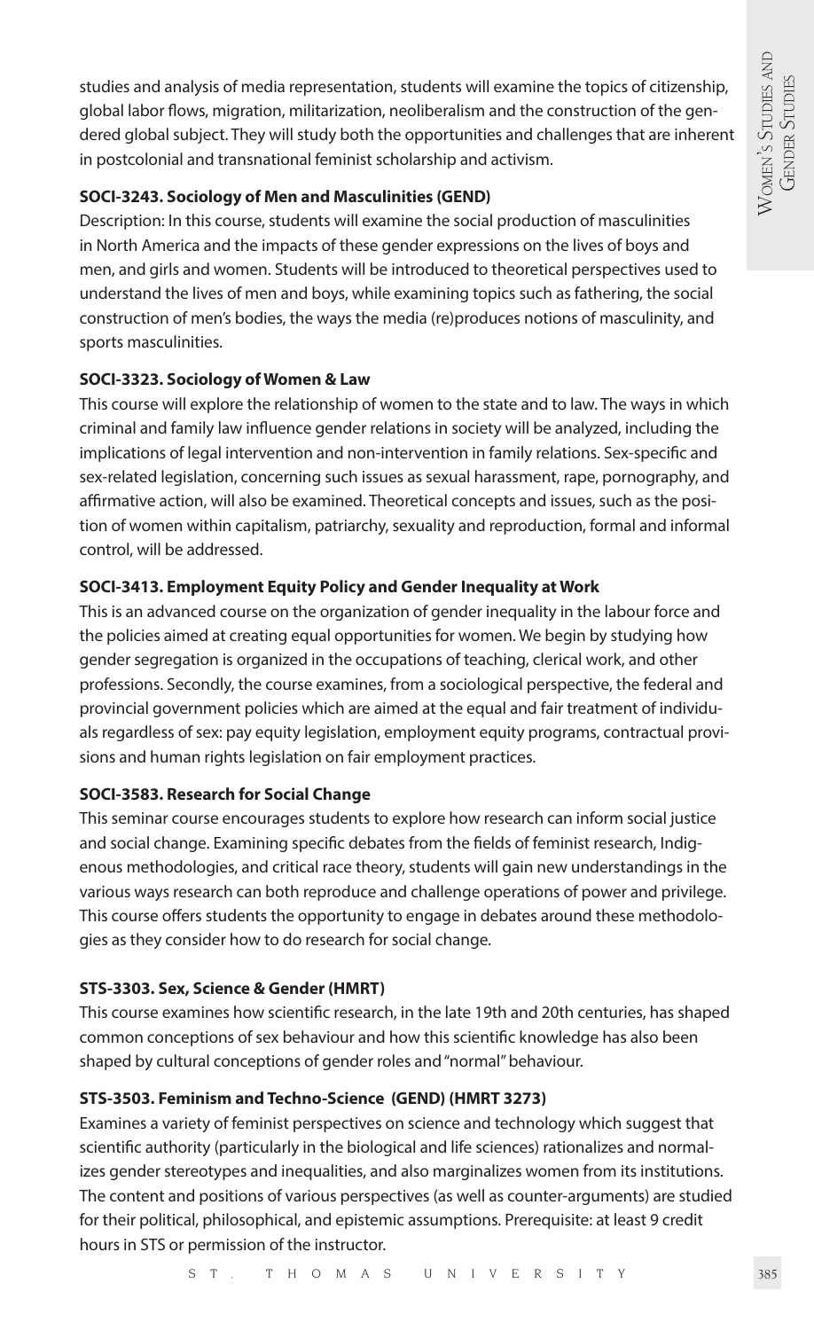studies and analysis of media representation, students will examine the topics of citizenship, global labor flows, migration, militarization, neoliberalism and the construction of the gendered global subject. They will study both the opportunities and challenges that are inherent in postcolonial and transnational feminist scholarship and activism.

**SOCI-3243. Sociology of Men and Masculinities (GEND)**

Description: In this course, students will examine the social production of masculinities in North America and the impacts of these gender expressions on the lives of boys and men, and girls and women. Students will be introduced to theoretical perspectives used to understand the lives of men and boys, while examining topics such as fathering, the social construction of men's bodies, the ways the media (re)produces notions of masculinity, and sports masculinities.

**SOCI-3323. Sociology of Women & Law**

This course will explore the relationship of women to the state and to law. The ways in which criminal and family law influence gender relations in society will be analyzed, including the implications of legal intervention and non-intervention in family relations. Sex-specific and sex-related legislation, concerning such issues as sexual harassment, rape, pornography, and affirmative action, will also be examined. Theoretical concepts and issues, such as the position of women within capitalism, patriarchy, sexuality and reproduction, formal and informal control, will be addressed.

**SOCI-3413. Employment Equity Policy and Gender Inequality at Work**

This is an advanced course on the organization of gender inequality in the labour force and the policies aimed at creating equal opportunities for women. We begin by studying how gender segregation is organized in the occupations of teaching, clerical work, and other professions. Secondly, the course examines, from a sociological perspective, the federal and provincial government policies which are aimed at the equal and fair treatment of individuals regardless of sex: pay equity legislation, employment equity programs, contractual provisions and human rights legislation on fair employment practices.

**SOCI-3583. Research for Social Change**

This seminar course encourages students to explore how research can inform social justice and social change. Examining specific debates from the fields of feminist research, Indigenous methodologies, and critical race theory, students will gain new understandings in the various ways research can both reproduce and challenge operations of power and privilege. This course offers students the opportunity to engage in debates around these methodologies as they consider how to do research for social change.

**STS-3303. Sex, Science & Gender (HMRT)**

This course examines how scientific research, in the late 19th and 20th centuries, has shaped common conceptions of sex behaviour and how this scientific knowledge has also been shaped by cultural conceptions of gender roles and "normal" behaviour.

**STS-3503. Feminism and Techno-Science (GEND) (HMRT 3273)**

Examines a variety of feminist perspectives on science and technology which suggest that scientific authority (particularly in the biological and life sciences) rationalizes and normalizes gender stereotypes and inequalities, and also marginalizes women from its institutions. The content and positions of various perspectives (as well as counter-arguments) are studied for their political, philosophical, and epistemic assumptions. Prerequisite: at least 9 credit hours in STS or permission of the instructor.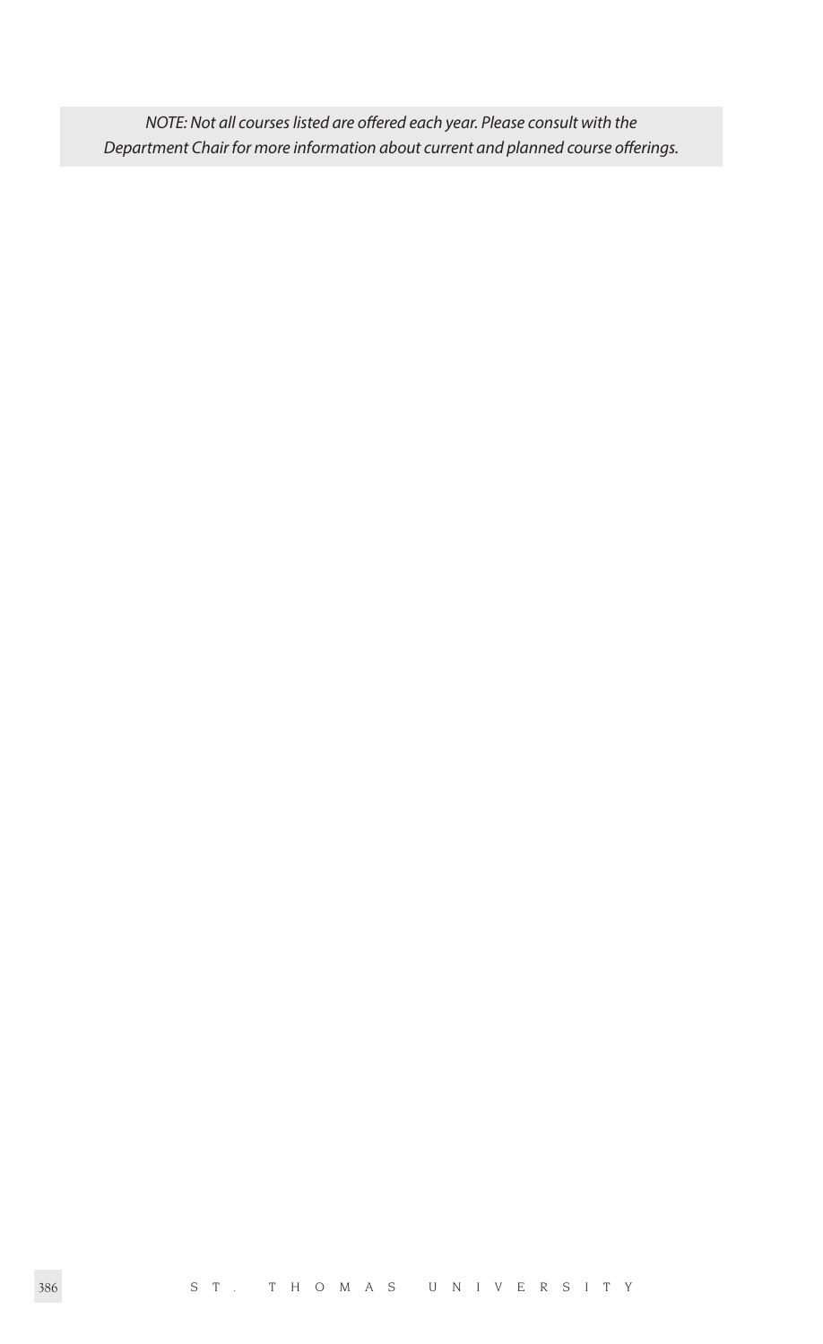*NOTE: Not all courses listed are offered each year. Please consult with the Department Chair for more information about current and planned course offerings.*